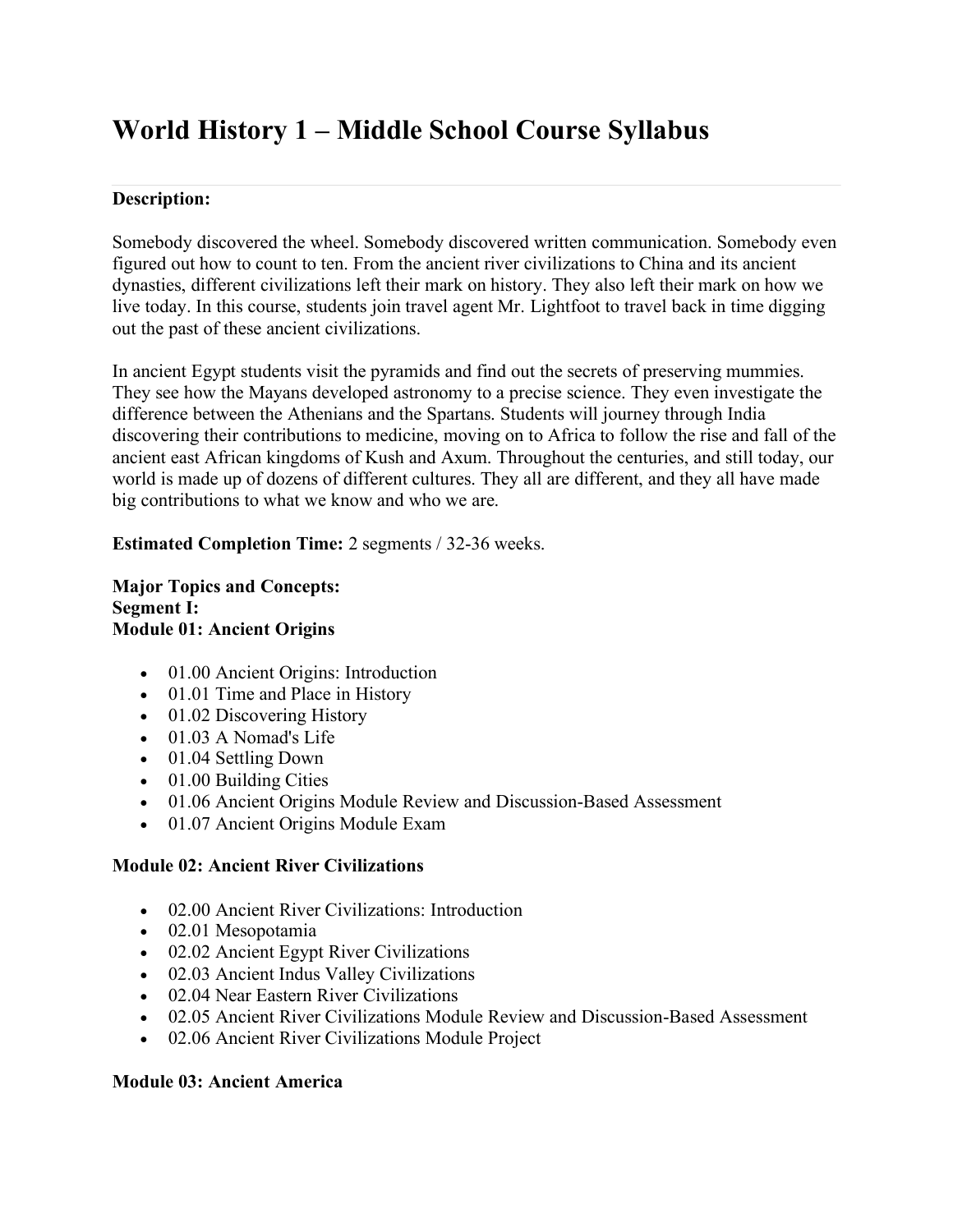# World History 1 – Middle School Course Syllabus

**Description:**

Somebody discovered the wheel. Somebody discovered written communication. Somebody even figured out how to count to ten. From the ancient river civilizations to China and its ancient dynasties, different civilizations left their mark on history. They also left their mark on how we live today. In this course, students join travel agent Mr. Lightfoot to travel back in time digging out the past of these ancient civilizations.

In ancient Egypt students visit the pyramids and find out the secrets of preserving mummies. They see how the Mayans developed astronomy to a precise science. They even investigate the difference between the Athenians and the Spartans. Students will journey through India discovering their contributions to medicine, moving on to Africa to follow the rise and fall of the ancient east African kingdoms of Kush and Axum. Throughout the centuries, and still today, our world is made up of dozens of different cultures. They all are different, and they all have made big contributions to what we know and who we are.

**Estimated Completion Time:** 2 segments / 32-36 weeks.

**Major Topics and Concepts:**
**Segment I:**
**Module 01: Ancient Origins**

- 01.00 Ancient Origins: Introduction
- 01.01 Time and Place in History
- 01.02 Discovering History
- 01.03 A Nomad's Life
- 01.04 Settling Down
- 01.00 Building Cities
- 01.06 Ancient Origins Module Review and Discussion-Based Assessment
- 01.07 Ancient Origins Module Exam

**Module 02: Ancient River Civilizations**

- 02.00 Ancient River Civilizations: Introduction
- 02.01 Mesopotamia
- 02.02 Ancient Egypt River Civilizations
- 02.03 Ancient Indus Valley Civilizations
- 02.04 Near Eastern River Civilizations
- 02.05 Ancient River Civilizations Module Review and Discussion-Based Assessment
- 02.06 Ancient River Civilizations Module Project

**Module 03: Ancient America**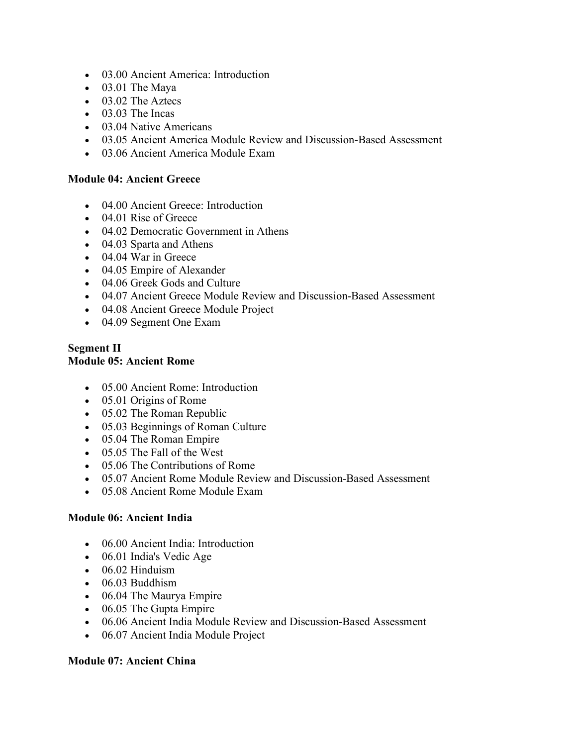- 03.00 Ancient America: Introduction
- 03.01 The Maya
- 03.02 The Aztecs
- 03.03 The Incas
- 03.04 Native Americans
- 03.05 Ancient America Module Review and Discussion-Based Assessment
- 03.06 Ancient America Module Exam

**Module 04: Ancient Greece**

- 04.00 Ancient Greece: Introduction
- 04.01 Rise of Greece
- 04.02 Democratic Government in Athens
- 04.03 Sparta and Athens
- 04.04 War in Greece
- 04.05 Empire of Alexander
- 04.06 Greek Gods and Culture
- 04.07 Ancient Greece Module Review and Discussion-Based Assessment
- 04.08 Ancient Greece Module Project
- 04.09 Segment One Exam

**Segment II**
**Module 05: Ancient Rome**

- 05.00 Ancient Rome: Introduction
- 05.01 Origins of Rome
- 05.02 The Roman Republic
- 05.03 Beginnings of Roman Culture
- 05.04 The Roman Empire
- 05.05 The Fall of the West
- 05.06 The Contributions of Rome
- 05.07 Ancient Rome Module Review and Discussion-Based Assessment
- 05.08 Ancient Rome Module Exam

**Module 06: Ancient India**

- 06.00 Ancient India: Introduction
- 06.01 India's Vedic Age
- 06.02 Hinduism
- 06.03 Buddhism
- 06.04 The Maurya Empire
- 06.05 The Gupta Empire
- 06.06 Ancient India Module Review and Discussion-Based Assessment
- 06.07 Ancient India Module Project

**Module 07: Ancient China**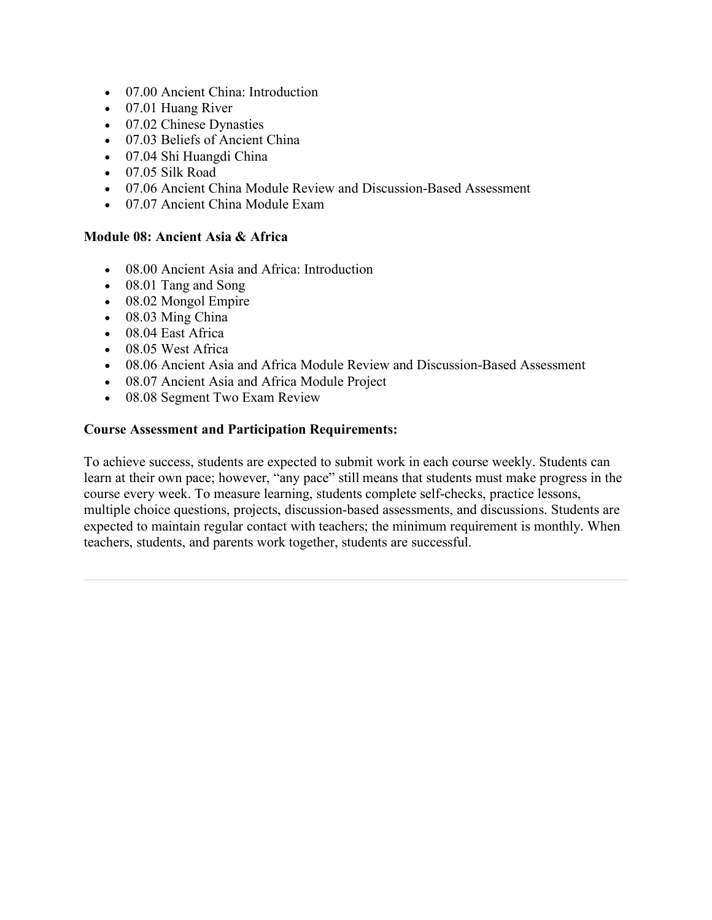- 07.00 Ancient China: Introduction
- 07.01 Huang River
- 07.02 Chinese Dynasties
- 07.03 Beliefs of Ancient China
- 07.04 Shi Huangdi China
- 07.05 Silk Road
- 07.06 Ancient China Module Review and Discussion-Based Assessment
- 07.07 Ancient China Module Exam

**Module 08: Ancient Asia & Africa**

- 08.00 Ancient Asia and Africa: Introduction
- 08.01 Tang and Song
- 08.02 Mongol Empire
- 08.03 Ming China
- 08.04 East Africa
- 08.05 West Africa
- 08.06 Ancient Asia and Africa Module Review and Discussion-Based Assessment
- 08.07 Ancient Asia and Africa Module Project
- 08.08 Segment Two Exam Review

**Course Assessment and Participation Requirements:**

To achieve success, students are expected to submit work in each course weekly. Students can learn at their own pace; however, "any pace" still means that students must make progress in the course every week. To measure learning, students complete self-checks, practice lessons, multiple choice questions, projects, discussion-based assessments, and discussions. Students are expected to maintain regular contact with teachers; the minimum requirement is monthly. When teachers, students, and parents work together, students are successful.

---